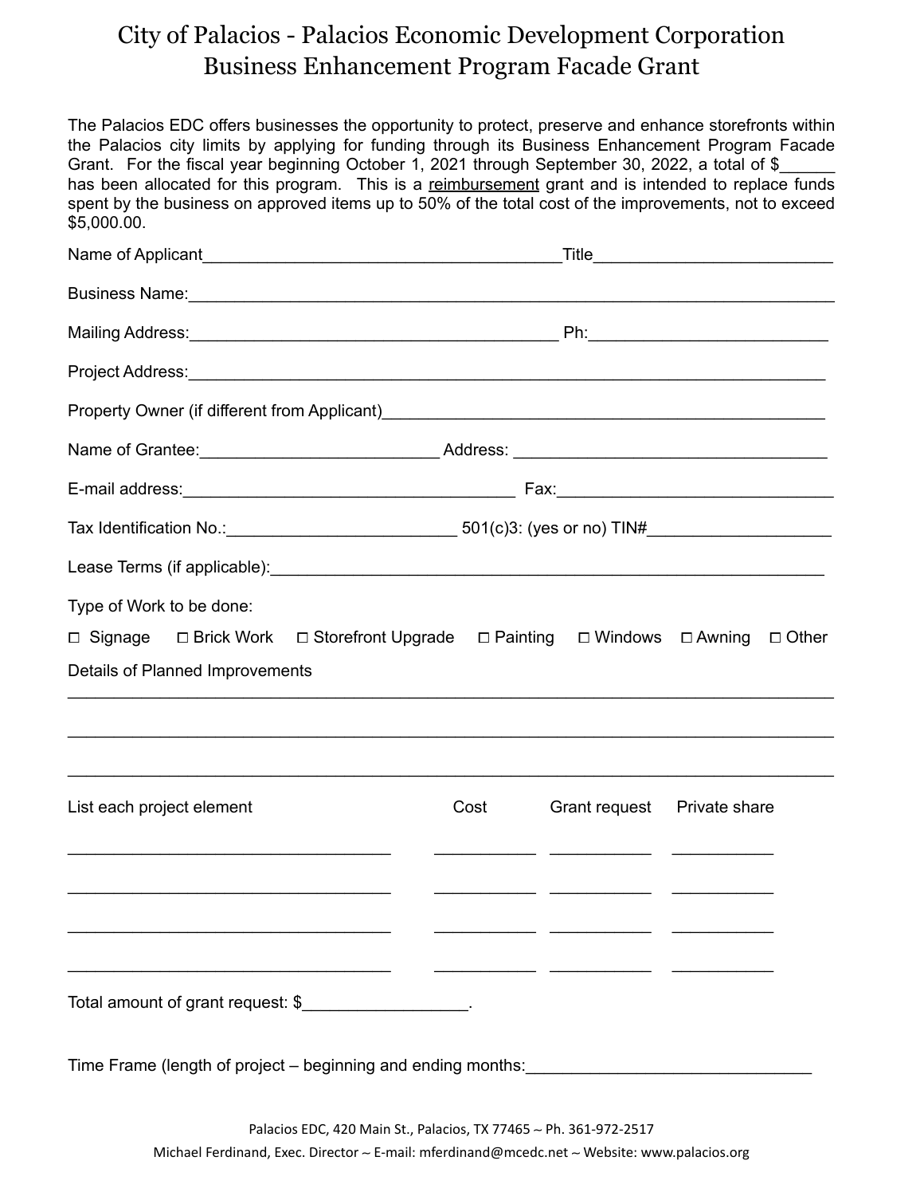# City of Palacios - Palacios Economic Development Corporation
## Business Enhancement Program Facade Grant

The Palacios EDC offers businesses the opportunity to protect, preserve and enhance storefronts within the Palacios city limits by applying for funding through its Business Enhancement Program Facade Grant. For the fiscal year beginning October 1, 2021 through September 30, 2022, a total of $______ has been allocated for this program. This is a reimbursement grant and is intended to replace funds spent by the business on approved items up to 50% of the total cost of the improvements, not to exceed $5,000.00.

Name of Applicant______________________________________Title_________________________

Business Name:_______________________________________________________________________

Mailing Address:_______________________________________ Ph:_________________________

Project Address:______________________________________________________________________

Property Owner (if different from Applicant)_______________________________________________

Name of Grantee:__________________________ Address: __________________________________

E-mail address:____________________________________ Fax:______________________________

Tax Identification No.:________________________ 501(c)3: (yes or no) TIN#___________________

Lease Terms (if applicable):____________________________________________________________

Type of Work to be done:

☐ Signage ☐ Brick Work ☐ Storefront Upgrade ☐ Painting ☐ Windows ☐ Awning ☐ Other

Details of Planned Improvements

_______________________________________________________________________________________

_______________________________________________________________________________________

_______________________________________________________________________________________

| List each project element | Cost | Grant request | Private share |
|---|---|---|---|
| ___________________________ | __________ | __________ | __________ |
| ___________________________ | __________ | __________ | __________ |
| ___________________________ | __________ | __________ | __________ |
| ___________________________ | __________ | __________ | __________ |

Total amount of grant request: $_________________.

Time Frame (length of project – beginning and ending months:_____________________________

Palacios EDC, 420 Main St., Palacios, TX 77465 ~ Ph. 361-972-2517

Michael Ferdinand, Exec. Director ~ E-mail: mferdinand@mcedc.net ~ Website: www.palacios.org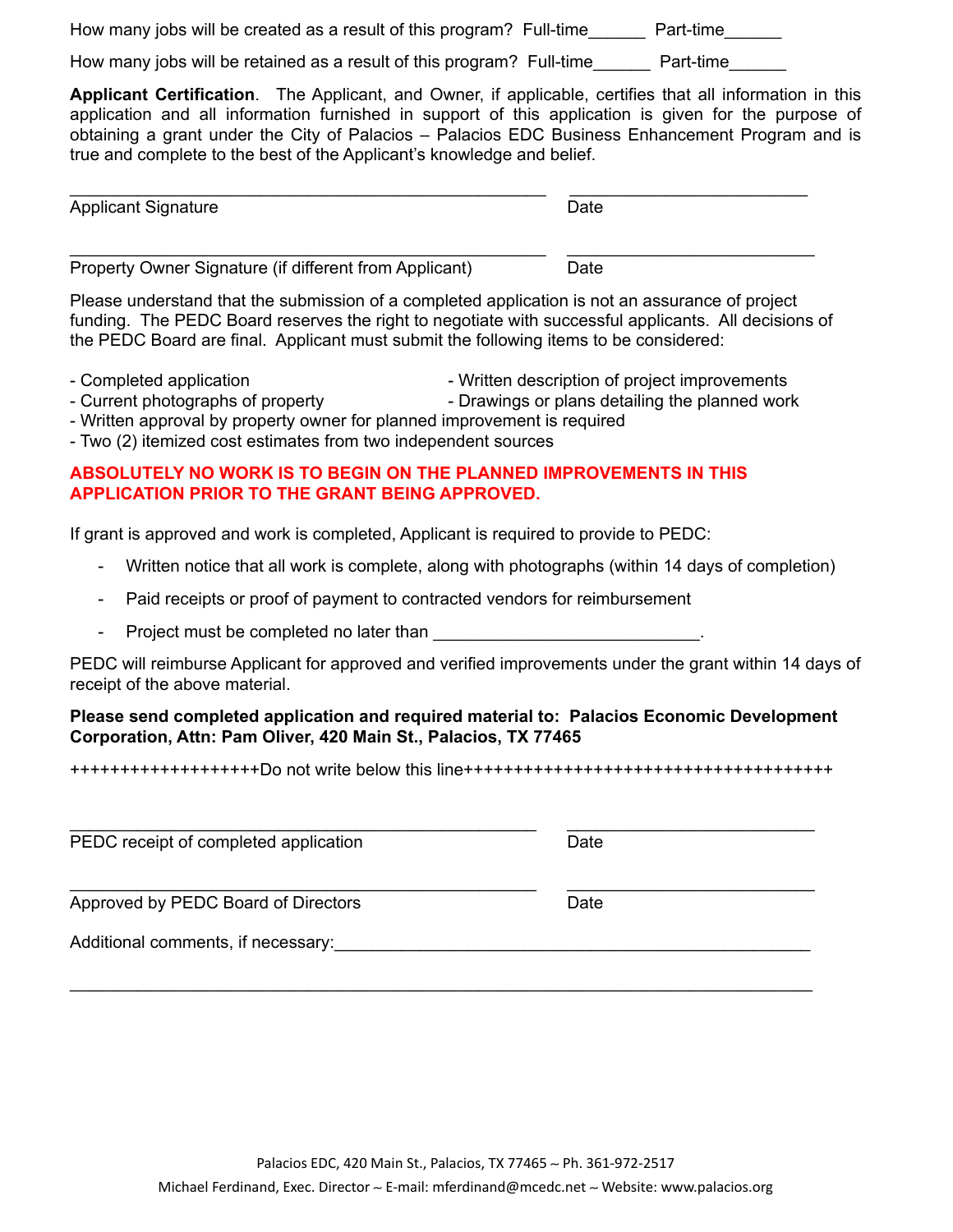How many jobs will be created as a result of this program? Full-time______ Part-time______

How many jobs will be retained as a result of this program? Full-time______ Part-time______

**Applicant Certification**. The Applicant, and Owner, if applicable, certifies that all information in this application and all information furnished in support of this application is given for the purpose of obtaining a grant under the City of Palacios – Palacios EDC Business Enhancement Program and is true and complete to the best of the Applicant's knowledge and belief.

_______________________________________________ ________________________

Applicant Signature Date

_______________________________________________ ________________________

Property Owner Signature (if different from Applicant) Date

Please understand that the submission of a completed application is not an assurance of project funding. The PEDC Board reserves the right to negotiate with successful applicants. All decisions of the PEDC Board are final. Applicant must submit the following items to be considered:

- Completed application
- Written description of project improvements
- Current photographs of property
- Drawings or plans detailing the planned work
- Written approval by property owner for planned improvement is required
- Two (2) itemized cost estimates from two independent sources

**ABSOLUTELY NO WORK IS TO BEGIN ON THE PLANNED IMPROVEMENTS IN THIS APPLICATION PRIOR TO THE GRANT BEING APPROVED.**

If grant is approved and work is completed, Applicant is required to provide to PEDC:

- Written notice that all work is complete, along with photographs (within 14 days of completion)
- Paid receipts or proof of payment to contracted vendors for reimbursement
- Project must be completed no later than ___________________________.

PEDC will reimburse Applicant for approved and verified improvements under the grant within 14 days of receipt of the above material.

**Please send completed application and required material to: Palacios Economic Development Corporation, Attn: Pam Oliver, 420 Main St., Palacios, TX 77465**

+++++++++++++++++++Do not write below this line+++++++++++++++++++++++++++++++++++++++

_______________________________________________ ________________________

PEDC receipt of completed application Date

_______________________________________________ ________________________

Approved by PEDC Board of Directors Date

Additional comments, if necessary:_______________________________________________

___________________________________________________________________________

Palacios EDC, 420 Main St., Palacios, TX 77465 ~ Ph. 361-972-2517

Michael Ferdinand, Exec. Director ~ E-mail: mferdinand@mcedc.net ~ Website: www.palacios.org